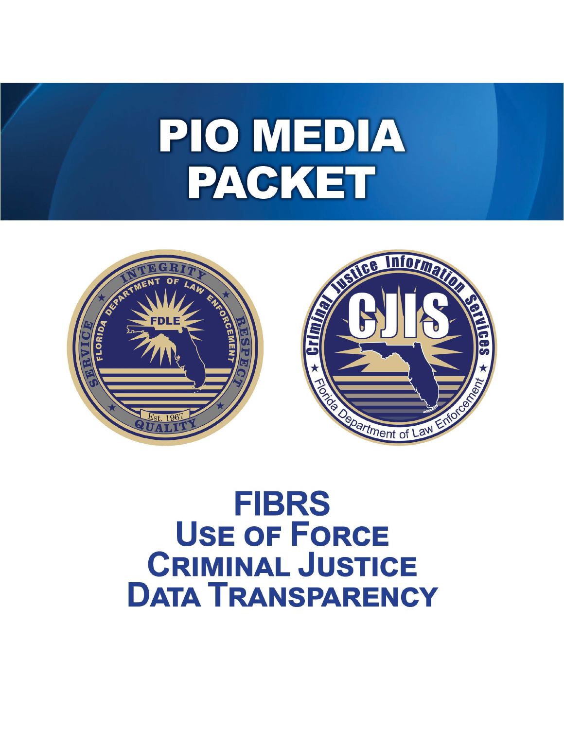# PIO MEDIA PACKET

## FIBRS
## USE OF FORCE
## CRIMINAL JUSTICE DATA TRANSPARENCY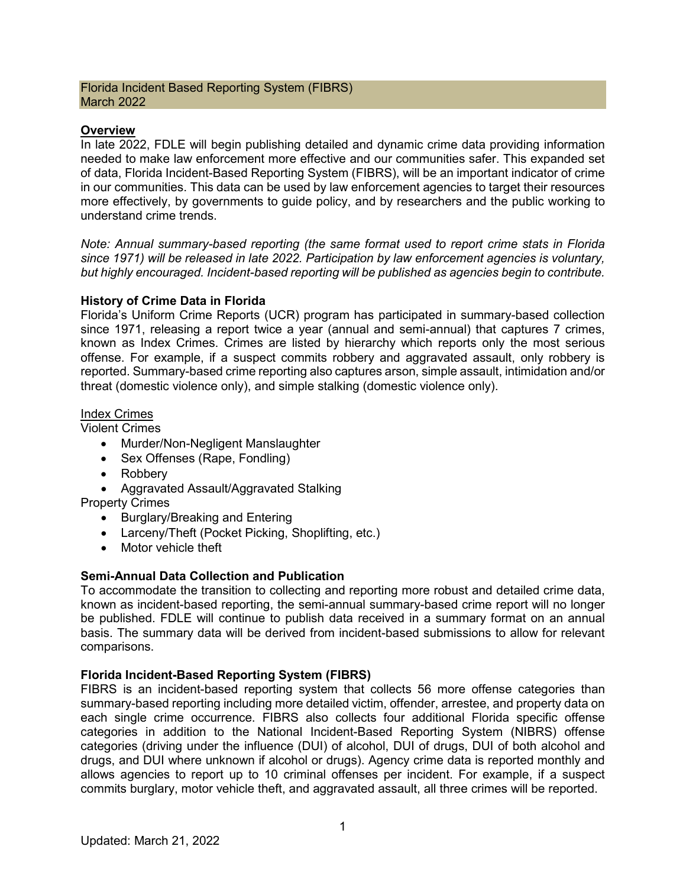Florida Incident Based Reporting System (FIBRS)
March 2022

## Overview

In late 2022, FDLE will begin publishing detailed and dynamic crime data providing information needed to make law enforcement more effective and our communities safer. This expanded set of data, Florida Incident-Based Reporting System (FIBRS), will be an important indicator of crime in our communities. This data can be used by law enforcement agencies to target their resources more effectively, by governments to guide policy, and by researchers and the public working to understand crime trends.

*Note: Annual summary-based reporting (the same format used to report crime stats in Florida since 1971) will be released in late 2022. Participation by law enforcement agencies is voluntary, but highly encouraged. Incident-based reporting will be published as agencies begin to contribute.*

### History of Crime Data in Florida

Florida's Uniform Crime Reports (UCR) program has participated in summary-based collection since 1971, releasing a report twice a year (annual and semi-annual) that captures 7 crimes, known as Index Crimes. Crimes are listed by hierarchy which reports only the most serious offense. For example, if a suspect commits robbery and aggravated assault, only robbery is reported. Summary-based crime reporting also captures arson, simple assault, intimidation and/or threat (domestic violence only), and simple stalking (domestic violence only).

Index Crimes

Violent Crimes

- Murder/Non-Negligent Manslaughter
- Sex Offenses (Rape, Fondling)
- Robbery
- Aggravated Assault/Aggravated Stalking

Property Crimes

- Burglary/Breaking and Entering
- Larceny/Theft (Pocket Picking, Shoplifting, etc.)
- Motor vehicle theft

### Semi-Annual Data Collection and Publication

To accommodate the transition to collecting and reporting more robust and detailed crime data, known as incident-based reporting, the semi-annual summary-based crime report will no longer be published. FDLE will continue to publish data received in a summary format on an annual basis. The summary data will be derived from incident-based submissions to allow for relevant comparisons.

### Florida Incident-Based Reporting System (FIBRS)

FIBRS is an incident-based reporting system that collects 56 more offense categories than summary-based reporting including more detailed victim, offender, arrestee, and property data on each single crime occurrence. FIBRS also collects four additional Florida specific offense categories in addition to the National Incident-Based Reporting System (NIBRS) offense categories (driving under the influence (DUI) of alcohol, DUI of drugs, DUI of both alcohol and drugs, and DUI where unknown if alcohol or drugs). Agency crime data is reported monthly and allows agencies to report up to 10 criminal offenses per incident. For example, if a suspect commits burglary, motor vehicle theft, and aggravated assault, all three crimes will be reported.

Updated: March 21, 2022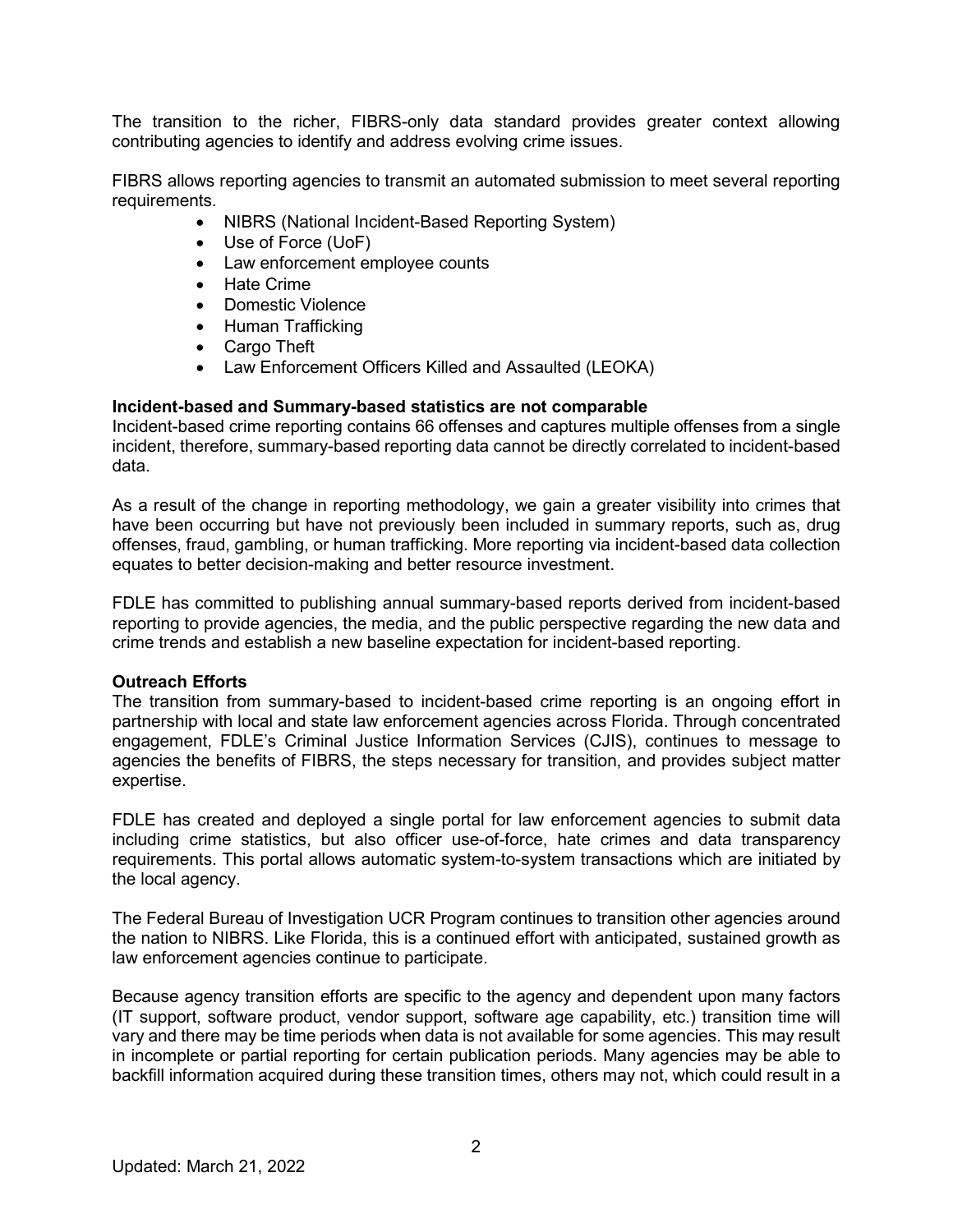The transition to the richer, FIBRS-only data standard provides greater context allowing contributing agencies to identify and address evolving crime issues.

FIBRS allows reporting agencies to transmit an automated submission to meet several reporting requirements.

- NIBRS (National Incident-Based Reporting System)
- Use of Force (UoF)
- Law enforcement employee counts
- Hate Crime
- Domestic Violence
- Human Trafficking
- Cargo Theft
- Law Enforcement Officers Killed and Assaulted (LEOKA)

**Incident-based and Summary-based statistics are not comparable**

Incident-based crime reporting contains 66 offenses and captures multiple offenses from a single incident, therefore, summary-based reporting data cannot be directly correlated to incident-based data.

As a result of the change in reporting methodology, we gain a greater visibility into crimes that have been occurring but have not previously been included in summary reports, such as, drug offenses, fraud, gambling, or human trafficking. More reporting via incident-based data collection equates to better decision-making and better resource investment.

FDLE has committed to publishing annual summary-based reports derived from incident-based reporting to provide agencies, the media, and the public perspective regarding the new data and crime trends and establish a new baseline expectation for incident-based reporting.

**Outreach Efforts**

The transition from summary-based to incident-based crime reporting is an ongoing effort in partnership with local and state law enforcement agencies across Florida. Through concentrated engagement, FDLE's Criminal Justice Information Services (CJIS), continues to message to agencies the benefits of FIBRS, the steps necessary for transition, and provides subject matter expertise.

FDLE has created and deployed a single portal for law enforcement agencies to submit data including crime statistics, but also officer use-of-force, hate crimes and data transparency requirements. This portal allows automatic system-to-system transactions which are initiated by the local agency.

The Federal Bureau of Investigation UCR Program continues to transition other agencies around the nation to NIBRS. Like Florida, this is a continued effort with anticipated, sustained growth as law enforcement agencies continue to participate.

Because agency transition efforts are specific to the agency and dependent upon many factors (IT support, software product, vendor support, software age capability, etc.) transition time will vary and there may be time periods when data is not available for some agencies. This may result in incomplete or partial reporting for certain publication periods. Many agencies may be able to backfill information acquired during these transition times, others may not, which could result in a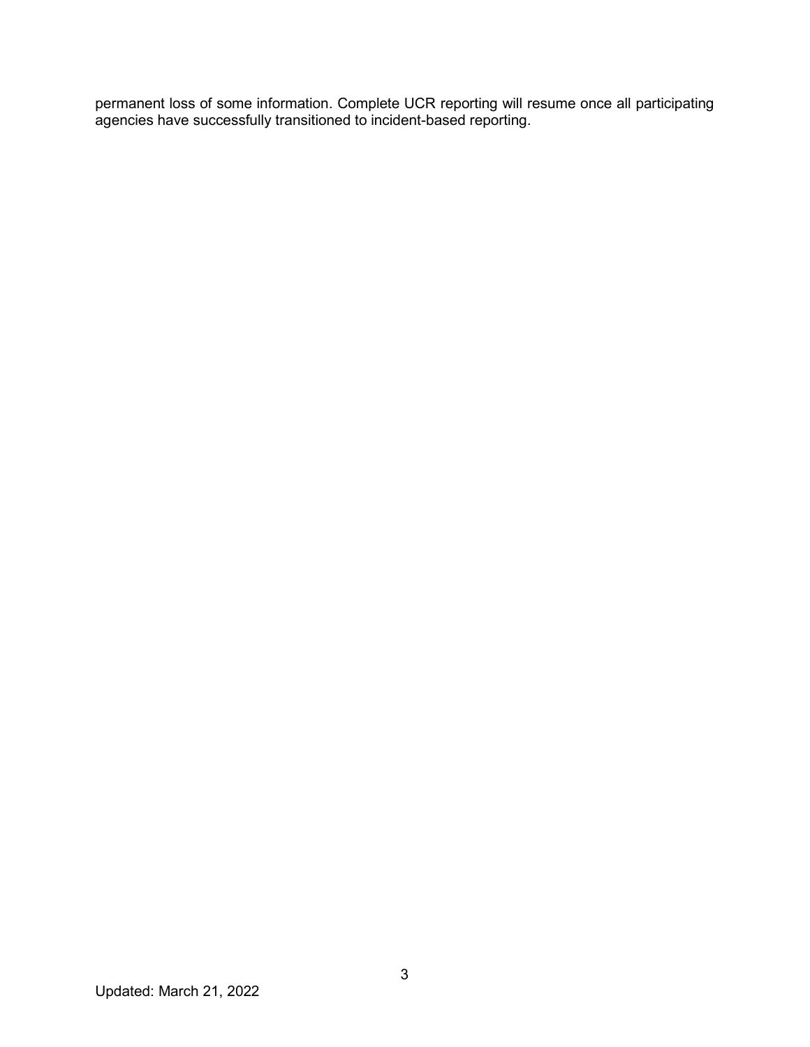permanent loss of some information. Complete UCR reporting will resume once all participating agencies have successfully transitioned to incident-based reporting.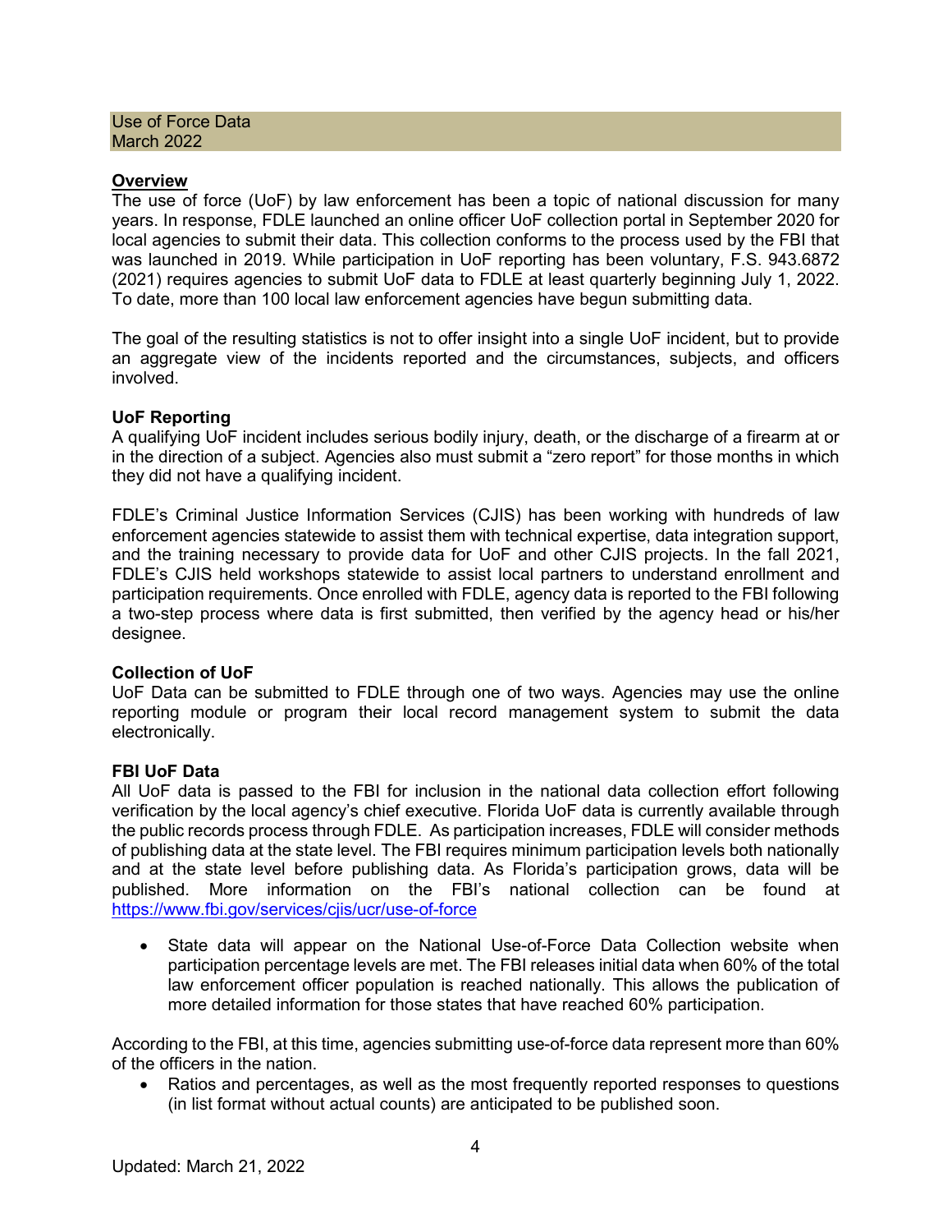## Use of Force Data
March 2022

**Overview**

The use of force (UoF) by law enforcement has been a topic of national discussion for many years. In response, FDLE launched an online officer UoF collection portal in September 2020 for local agencies to submit their data. This collection conforms to the process used by the FBI that was launched in 2019. While participation in UoF reporting has been voluntary, F.S. 943.6872 (2021) requires agencies to submit UoF data to FDLE at least quarterly beginning July 1, 2022. To date, more than 100 local law enforcement agencies have begun submitting data.

The goal of the resulting statistics is not to offer insight into a single UoF incident, but to provide an aggregate view of the incidents reported and the circumstances, subjects, and officers involved.

**UoF Reporting**

A qualifying UoF incident includes serious bodily injury, death, or the discharge of a firearm at or in the direction of a subject. Agencies also must submit a "zero report" for those months in which they did not have a qualifying incident.

FDLE's Criminal Justice Information Services (CJIS) has been working with hundreds of law enforcement agencies statewide to assist them with technical expertise, data integration support, and the training necessary to provide data for UoF and other CJIS projects. In the fall 2021, FDLE's CJIS held workshops statewide to assist local partners to understand enrollment and participation requirements. Once enrolled with FDLE, agency data is reported to the FBI following a two-step process where data is first submitted, then verified by the agency head or his/her designee.

**Collection of UoF**

UoF Data can be submitted to FDLE through one of two ways. Agencies may use the online reporting module or program their local record management system to submit the data electronically.

**FBI UoF Data**

All UoF data is passed to the FBI for inclusion in the national data collection effort following verification by the local agency's chief executive. Florida UoF data is currently available through the public records process through FDLE. As participation increases, FDLE will consider methods of publishing data at the state level. The FBI requires minimum participation levels both nationally and at the state level before publishing data. As Florida's participation grows, data will be published. More information on the FBI's national collection can be found at https://www.fbi.gov/services/cjis/ucr/use-of-force

- State data will appear on the National Use-of-Force Data Collection website when participation percentage levels are met. The FBI releases initial data when 60% of the total law enforcement officer population is reached nationally. This allows the publication of more detailed information for those states that have reached 60% participation.

According to the FBI, at this time, agencies submitting use-of-force data represent more than 60% of the officers in the nation.

- Ratios and percentages, as well as the most frequently reported responses to questions (in list format without actual counts) are anticipated to be published soon.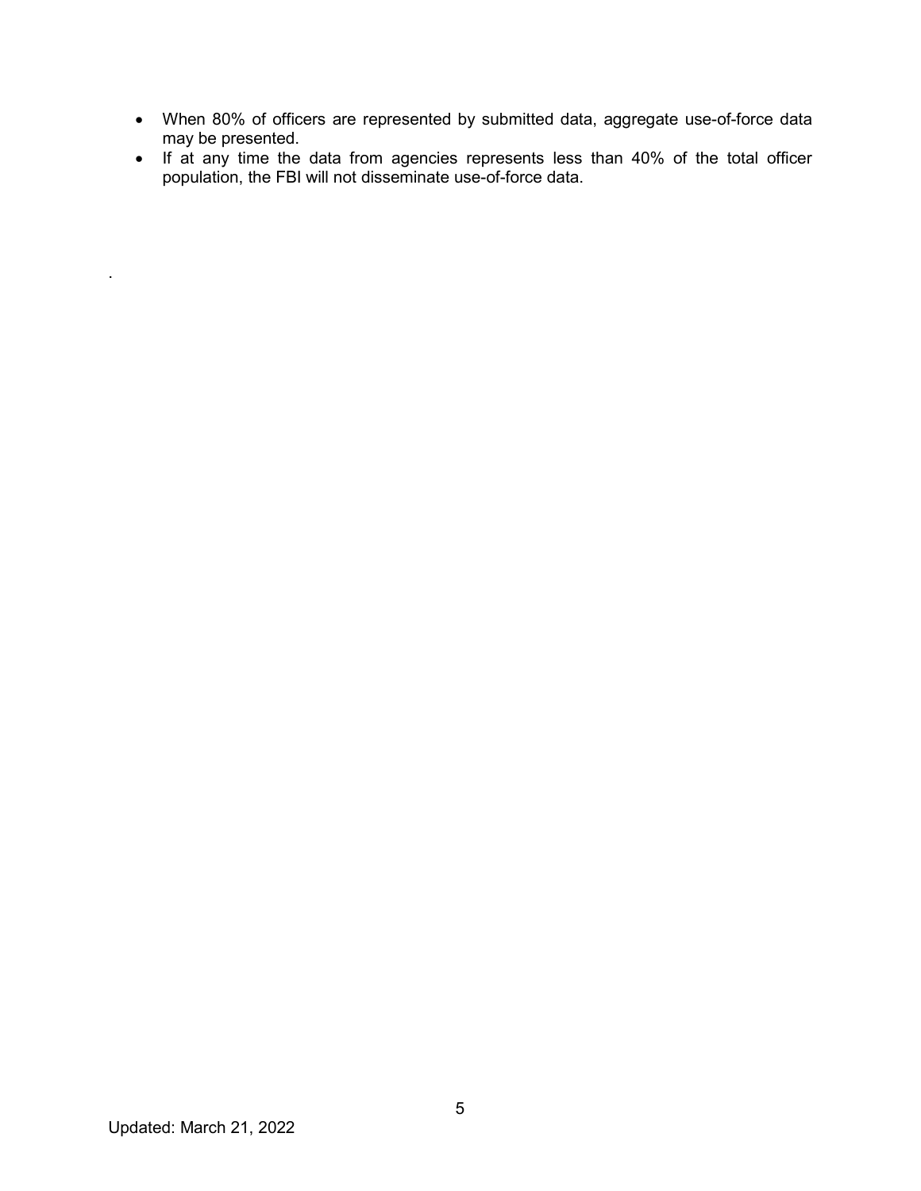- When 80% of officers are represented by submitted data, aggregate use-of-force data may be presented.
- If at any time the data from agencies represents less than 40% of the total officer population, the FBI will not disseminate use-of-force data.

.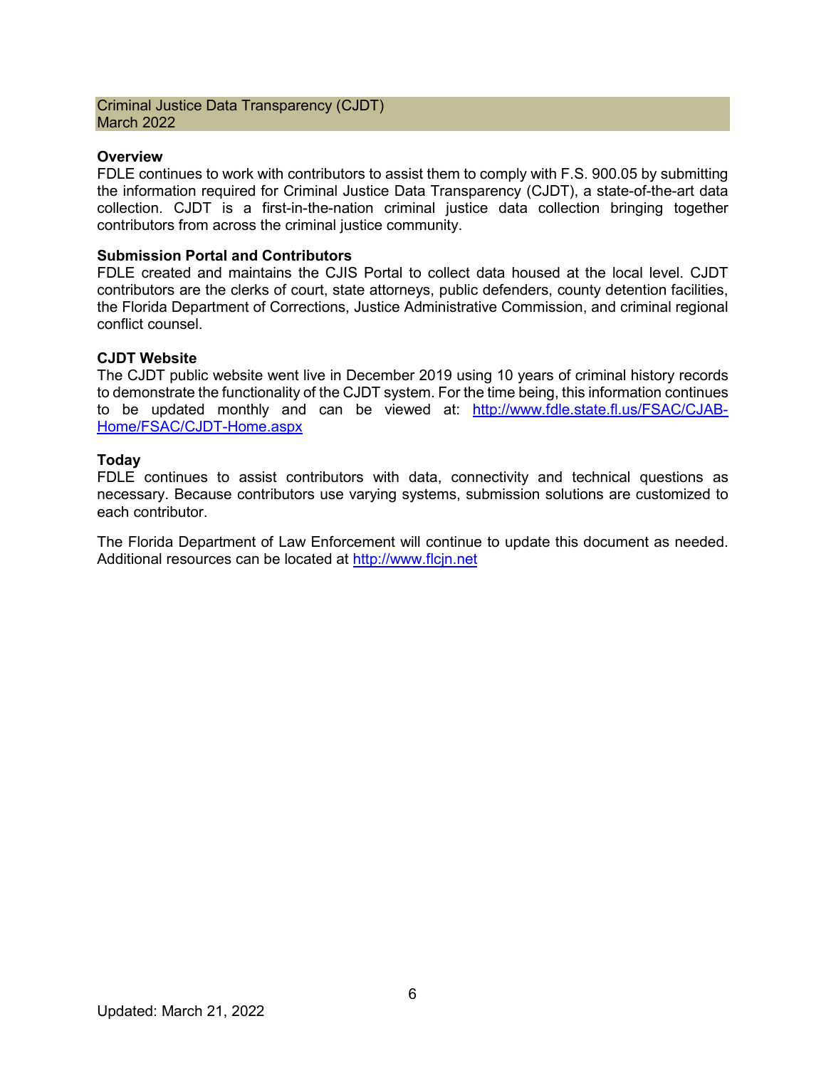Criminal Justice Data Transparency (CJDT)
March 2022

**Overview**
FDLE continues to work with contributors to assist them to comply with F.S. 900.05 by submitting the information required for Criminal Justice Data Transparency (CJDT), a state-of-the-art data collection. CJDT is a first-in-the-nation criminal justice data collection bringing together contributors from across the criminal justice community.

**Submission Portal and Contributors**
FDLE created and maintains the CJIS Portal to collect data housed at the local level. CJDT contributors are the clerks of court, state attorneys, public defenders, county detention facilities, the Florida Department of Corrections, Justice Administrative Commission, and criminal regional conflict counsel.

**CJDT Website**
The CJDT public website went live in December 2019 using 10 years of criminal history records to demonstrate the functionality of the CJDT system. For the time being, this information continues to be updated monthly and can be viewed at: [http://www.fdle.state.fl.us/FSAC/CJAB-Home/FSAC/CJDT-Home.aspx](http://www.fdle.state.fl.us/FSAC/CJAB-Home/FSAC/CJDT-Home.aspx)

**Today**
FDLE continues to assist contributors with data, connectivity and technical questions as necessary. Because contributors use varying systems, submission solutions are customized to each contributor.

The Florida Department of Law Enforcement will continue to update this document as needed. Additional resources can be located at [http://www.flcjn.net](http://www.flcjn.net)

Updated: March 21, 2022